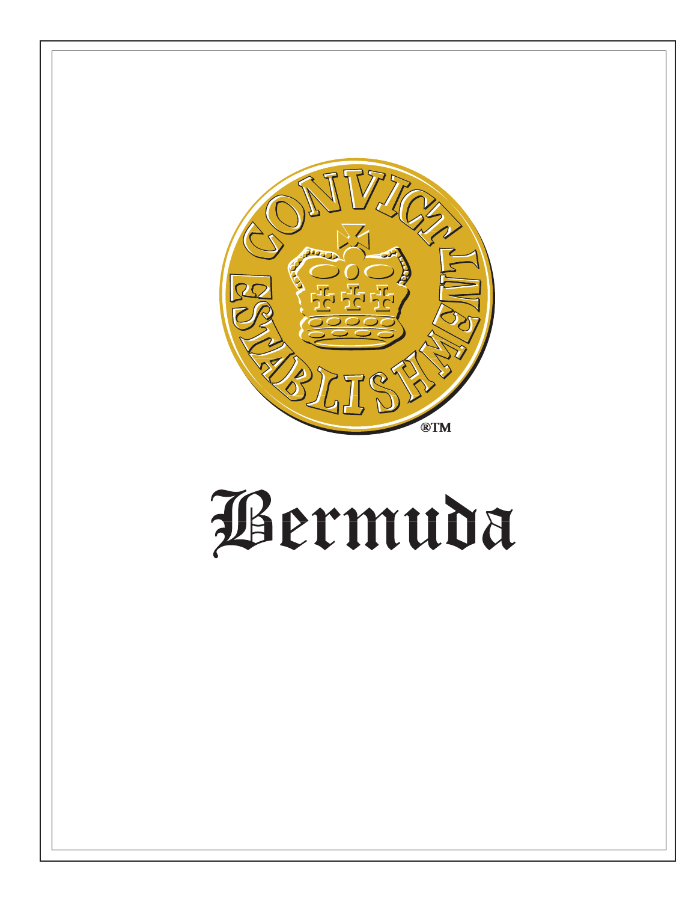CONVICT ESTABLISHMENT

®TM

# Bermuda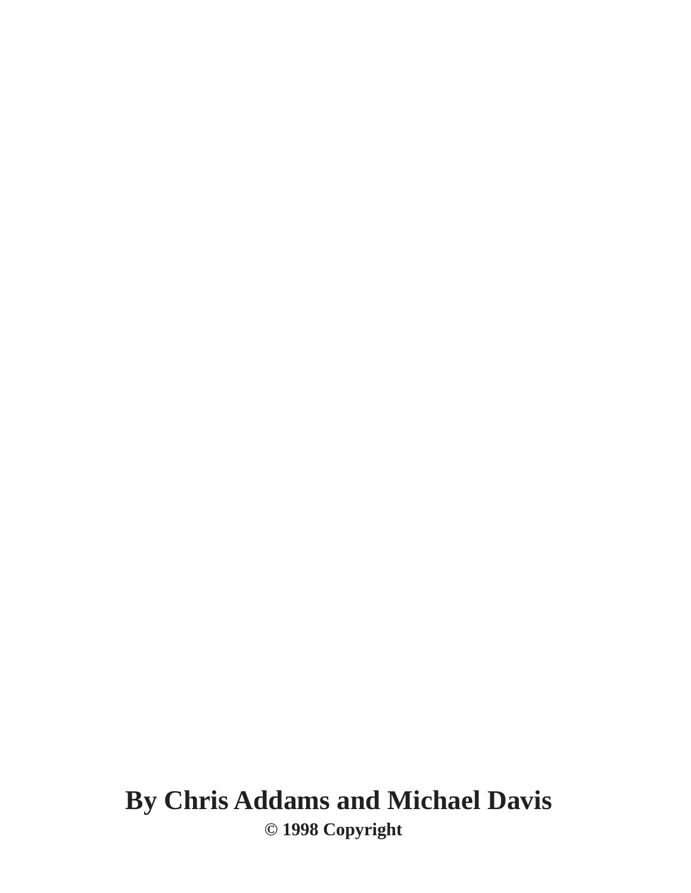**By Chris Addams and Michael Davis**

**© 1998 Copyright**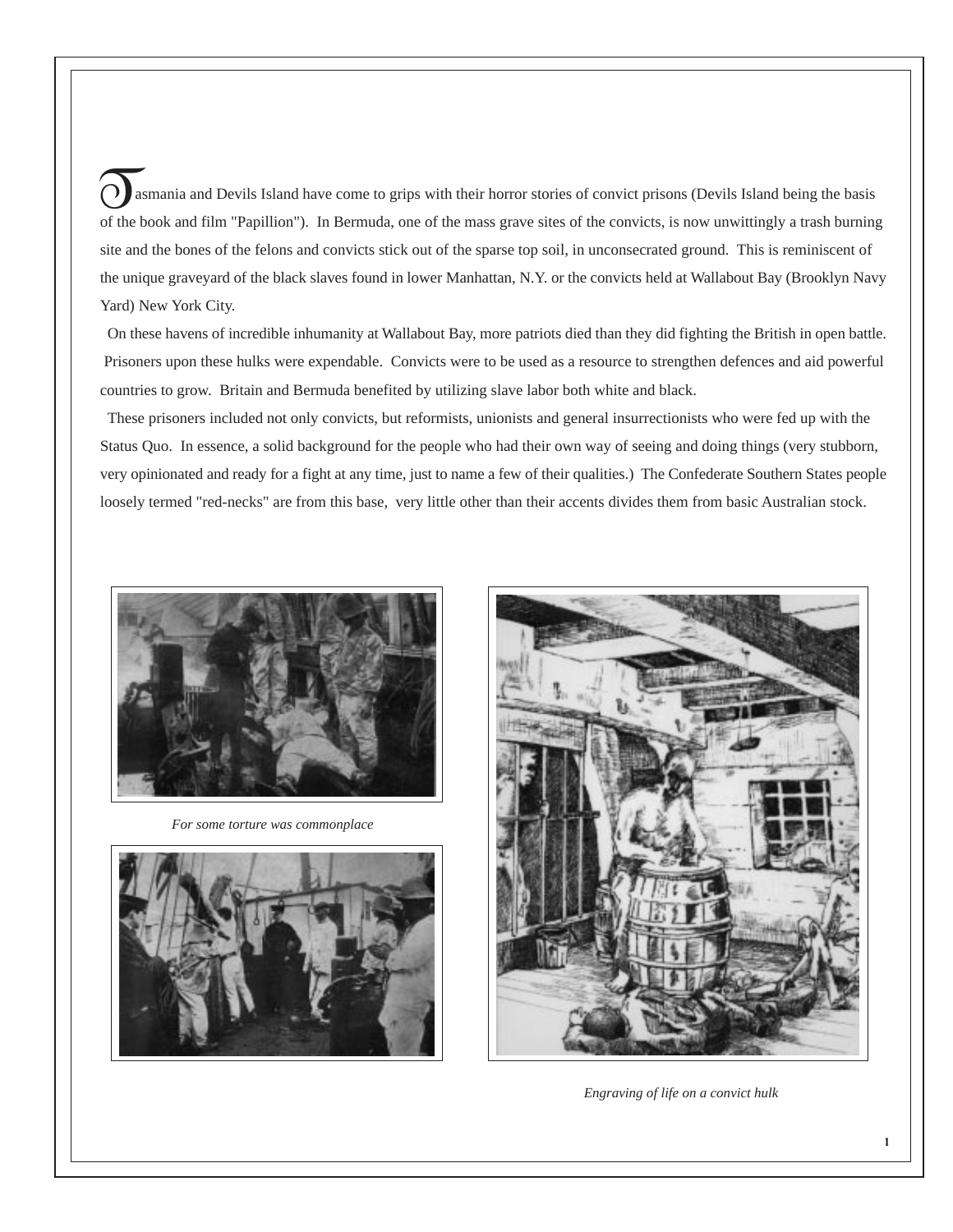Tasmania and Devils Island have come to grips with their horror stories of convict prisons (Devils Island being the basis of the book and film "Papillion"). In Bermuda, one of the mass grave sites of the convicts, is now unwittingly a trash burning site and the bones of the felons and convicts stick out of the sparse top soil, in unconsecrated ground. This is reminiscent of the unique graveyard of the black slaves found in lower Manhattan, N.Y. or the convicts held at Wallabout Bay (Brooklyn Navy Yard) New York City.

On these havens of incredible inhumanity at Wallabout Bay, more patriots died than they did fighting the British in open battle. Prisoners upon these hulks were expendable. Convicts were to be used as a resource to strengthen defences and aid powerful countries to grow. Britain and Bermuda benefited by utilizing slave labor both white and black.

These prisoners included not only convicts, but reformists, unionists and general insurrectionists who were fed up with the Status Quo. In essence, a solid background for the people who had their own way of seeing and doing things (very stubborn, very opinionated and ready for a fight at any time, just to name a few of their qualities.) The Confederate Southern States people loosely termed "red-necks" are from this base, very little other than their accents divides them from basic Australian stock.

*For some torture was commonplace*

*Engraving of life on a convict hulk*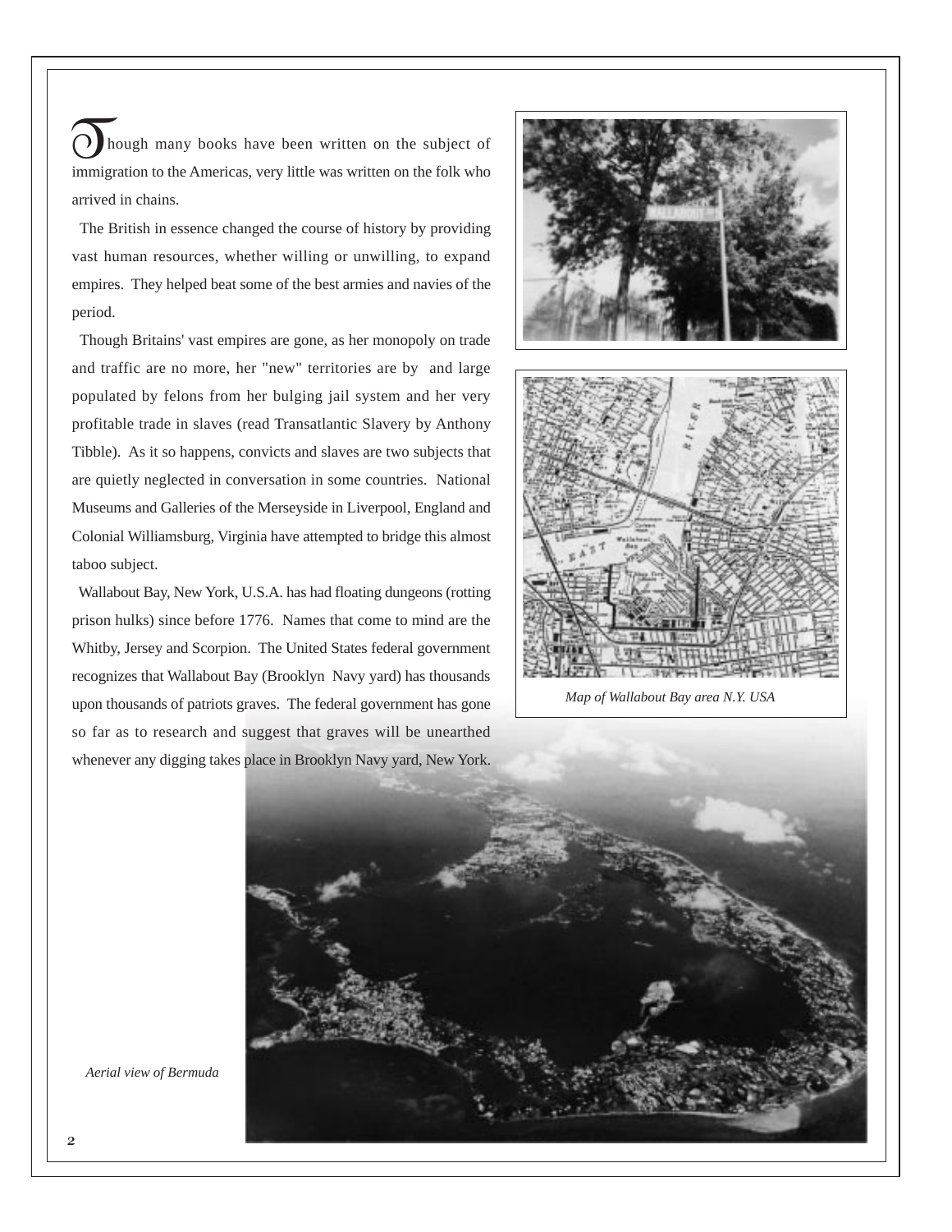Though many books have been written on the subject of immigration to the Americas, very little was written on the folk who arrived in chains.

The British in essence changed the course of history by providing vast human resources, whether willing or unwilling, to expand empires. They helped beat some of the best armies and navies of the period.

Though Britains' vast empires are gone, as her monopoly on trade and traffic are no more, her "new" territories are by and large populated by felons from her bulging jail system and her very profitable trade in slaves (read Transatlantic Slavery by Anthony Tibble). As it so happens, convicts and slaves are two subjects that are quietly neglected in conversation in some countries. National Museums and Galleries of the Merseyside in Liverpool, England and Colonial Williamsburg, Virginia have attempted to bridge this almost taboo subject.

Wallabout Bay, New York, U.S.A. has had floating dungeons (rotting prison hulks) since before 1776. Names that come to mind are the Whitby, Jersey and Scorpion. The United States federal government recognizes that Wallabout Bay (Brooklyn Navy yard) has thousands upon thousands of patriots graves. The federal government has gone so far as to research and suggest that graves will be unearthed whenever any digging takes place in Brooklyn Navy yard, New York.

*Map of Wallabout Bay area N.Y. USA*

*Aerial view of Bermuda*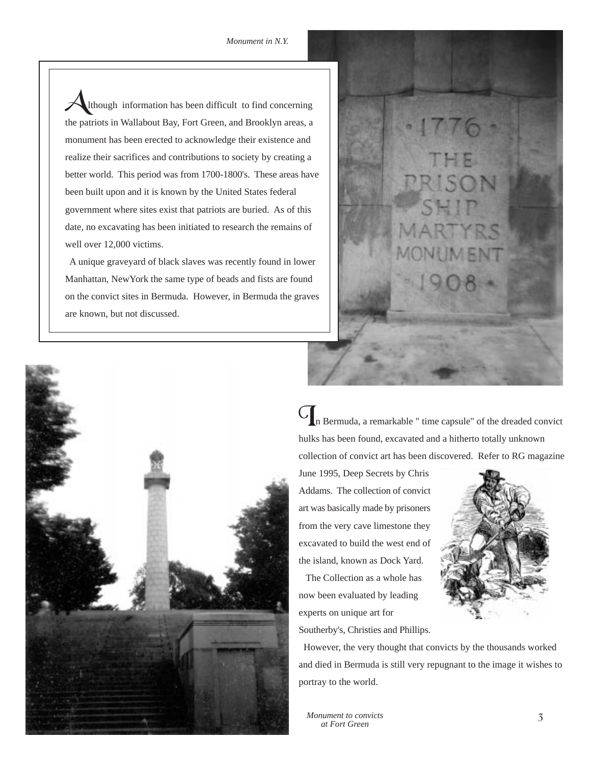*Monument in N.Y.*

Although information has been difficult to find concerning the patriots in Wallabout Bay, Fort Green, and Brooklyn areas, a monument has been erected to acknowledge their existence and realize their sacrifices and contributions to society by creating a better world. This period was from 1700-1800's. These areas have been built upon and it is known by the United States federal government where sites exist that patriots are buried. As of this date, no excavating has been initiated to research the remains of well over 12,000 victims.

A unique graveyard of black slaves was recently found in lower Manhattan, NewYork the same type of beads and fists are found on the convict sites in Bermuda. However, in Bermuda the graves are known, but not discussed.

In Bermuda, a remarkable " time capsule" of the dreaded convict hulks has been found, excavated and a hitherto totally unknown collection of convict art has been discovered. Refer to RG magazine June 1995, Deep Secrets by Chris Addams. The collection of convict art was basically made by prisoners from the very cave limestone they excavated to build the west end of the island, known as Dock Yard.

The Collection as a whole has now been evaluated by leading experts on unique art for Southerby's, Christies and Phillips.

However, the very thought that convicts by the thousands worked and died in Bermuda is still very repugnant to the image it wishes to portray to the world.

*Monument to convicts at Fort Green*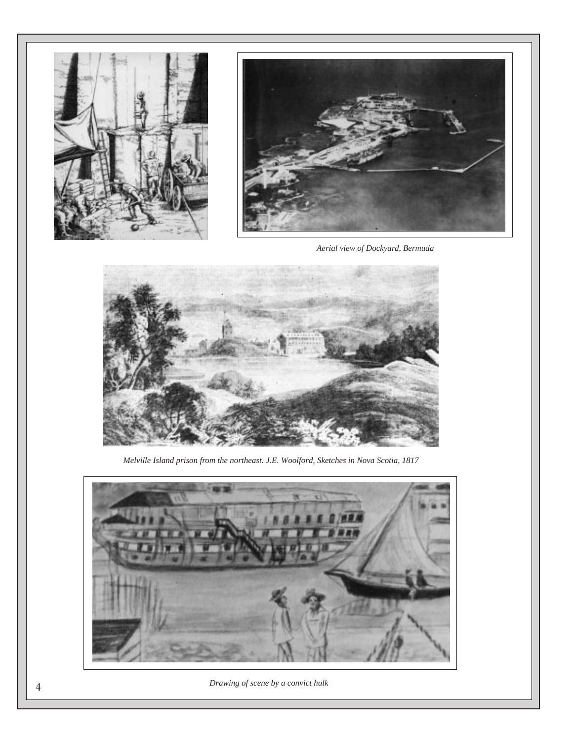*Aerial view of Dockyard, Bermuda*

*Melville Island prison from the northeast. J.E. Woolford, Sketches in Nova Scotia, 1817*

*Drawing of scene by a convict hulk*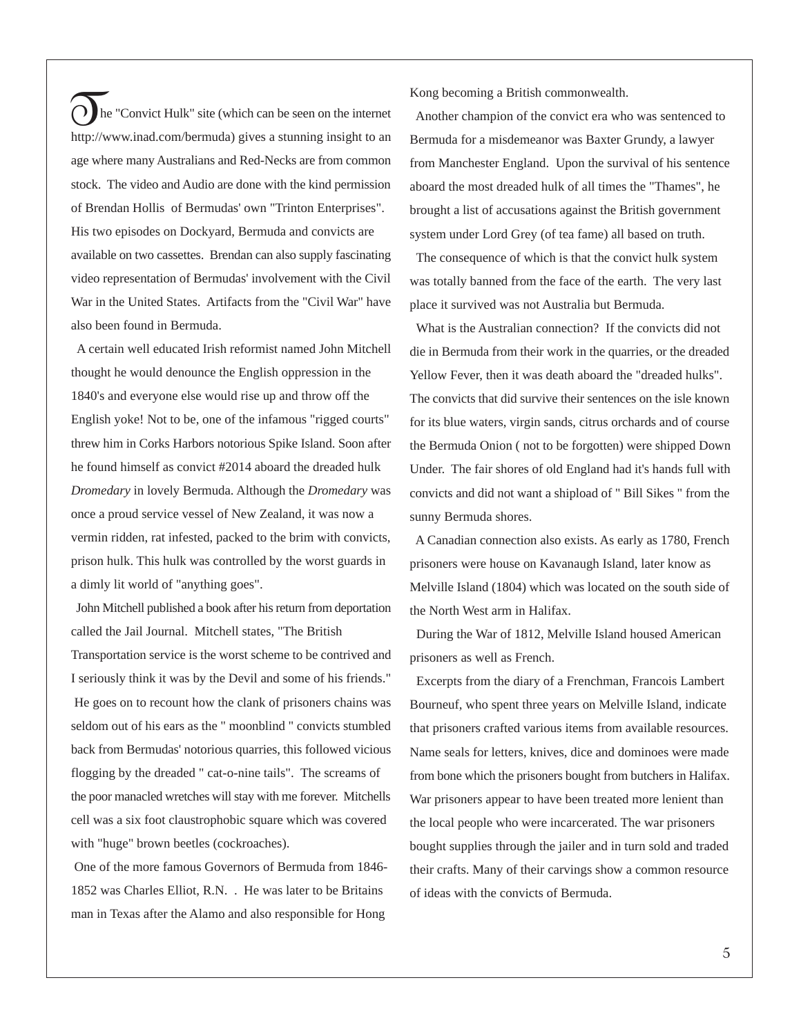The "Convict Hulk" site (which can be seen on the internet http://www.inad.com/bermuda) gives a stunning insight to an age where many Australians and Red-Necks are from common stock. The video and Audio are done with the kind permission of Brendan Hollis of Bermudas' own "Trinton Enterprises". His two episodes on Dockyard, Bermuda and convicts are available on two cassettes. Brendan can also supply fascinating video representation of Bermudas' involvement with the Civil War in the United States. Artifacts from the "Civil War" have also been found in Bermuda.

A certain well educated Irish reformist named John Mitchell thought he would denounce the English oppression in the 1840's and everyone else would rise up and throw off the English yoke! Not to be, one of the infamous "rigged courts" threw him in Corks Harbors notorious Spike Island. Soon after he found himself as convict #2014 aboard the dreaded hulk *Dromedary* in lovely Bermuda. Although the *Dromedary* was once a proud service vessel of New Zealand, it was now a vermin ridden, rat infested, packed to the brim with convicts, prison hulk. This hulk was controlled by the worst guards in a dimly lit world of "anything goes".

John Mitchell published a book after his return from deportation called the Jail Journal. Mitchell states, "The British Transportation service is the worst scheme to be contrived and I seriously think it was by the Devil and some of his friends." He goes on to recount how the clank of prisoners chains was seldom out of his ears as the " moonblind " convicts stumbled back from Bermudas' notorious quarries, this followed vicious flogging by the dreaded " cat-o-nine tails". The screams of the poor manacled wretches will stay with me forever. Mitchells cell was a six foot claustrophobic square which was covered with "huge" brown beetles (cockroaches).

One of the more famous Governors of Bermuda from 1846-1852 was Charles Elliot, R.N. . He was later to be Britains man in Texas after the Alamo and also responsible for Hong Kong becoming a British commonwealth.

Another champion of the convict era who was sentenced to Bermuda for a misdemeanor was Baxter Grundy, a lawyer from Manchester England. Upon the survival of his sentence aboard the most dreaded hulk of all times the "Thames", he brought a list of accusations against the British government system under Lord Grey (of tea fame) all based on truth.

The consequence of which is that the convict hulk system was totally banned from the face of the earth. The very last place it survived was not Australia but Bermuda.

What is the Australian connection? If the convicts did not die in Bermuda from their work in the quarries, or the dreaded Yellow Fever, then it was death aboard the "dreaded hulks". The convicts that did survive their sentences on the isle known for its blue waters, virgin sands, citrus orchards and of course the Bermuda Onion ( not to be forgotten) were shipped Down Under. The fair shores of old England had it's hands full with convicts and did not want a shipload of " Bill Sikes " from the sunny Bermuda shores.

A Canadian connection also exists. As early as 1780, French prisoners were house on Kavanaugh Island, later know as Melville Island (1804) which was located on the south side of the North West arm in Halifax.

During the War of 1812, Melville Island housed American prisoners as well as French.

Excerpts from the diary of a Frenchman, Francois Lambert Bourneuf, who spent three years on Melville Island, indicate that prisoners crafted various items from available resources. Name seals for letters, knives, dice and dominoes were made from bone which the prisoners bought from butchers in Halifax. War prisoners appear to have been treated more lenient than the local people who were incarcerated. The war prisoners bought supplies through the jailer and in turn sold and traded their crafts. Many of their carvings show a common resource of ideas with the convicts of Bermuda.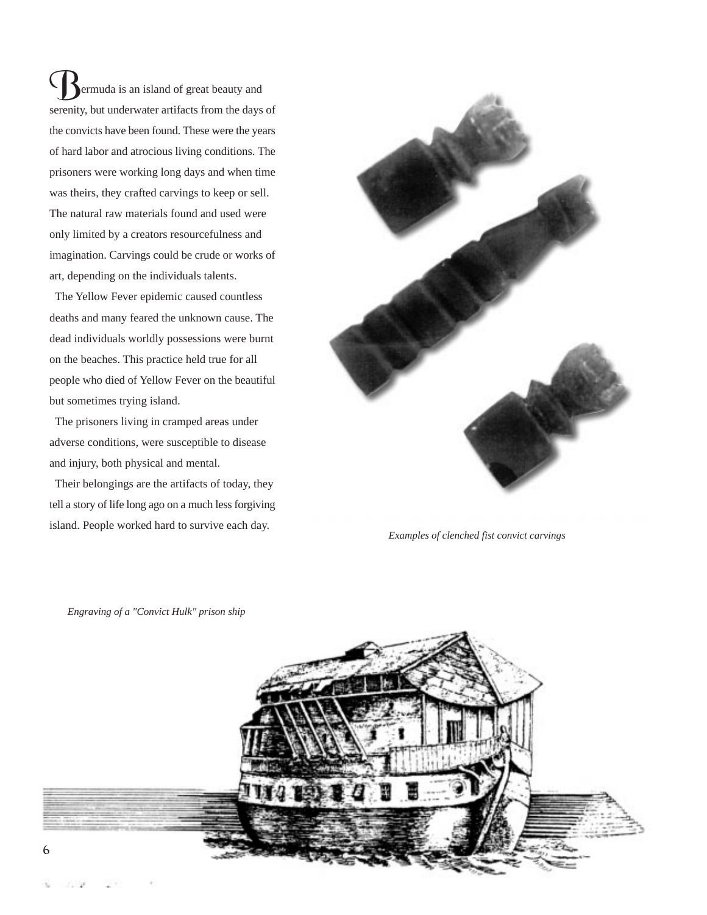Bermuda is an island of great beauty and serenity, but underwater artifacts from the days of the convicts have been found. These were the years of hard labor and atrocious living conditions. The prisoners were working long days and when time was theirs, they crafted carvings to keep or sell. The natural raw materials found and used were only limited by a creators resourcefulness and imagination. Carvings could be crude or works of art, depending on the individuals talents.

The Yellow Fever epidemic caused countless deaths and many feared the unknown cause. The dead individuals worldly possessions were burnt on the beaches. This practice held true for all people who died of Yellow Fever on the beautiful but sometimes trying island.

The prisoners living in cramped areas under adverse conditions, were susceptible to disease and injury, both physical and mental.

Their belongings are the artifacts of today, they tell a story of life long ago on a much less forgiving island. People worked hard to survive each day.

*Examples of clenched fist convict carvings*

*Engraving of a "Convict Hulk" prison ship*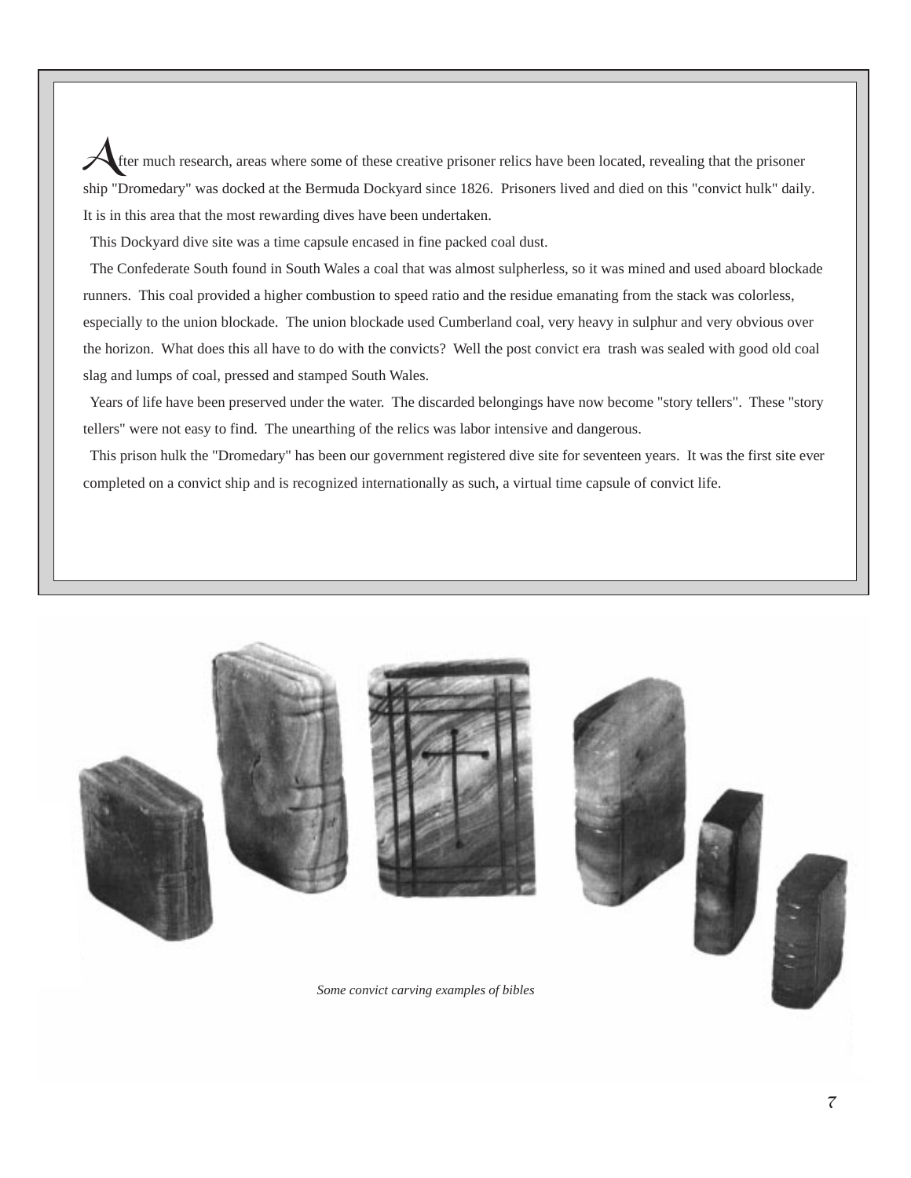After much research, areas where some of these creative prisoner relics have been located, revealing that the prisoner ship "Dromedary" was docked at the Bermuda Dockyard since 1826. Prisoners lived and died on this "convict hulk" daily. It is in this area that the most rewarding dives have been undertaken.

This Dockyard dive site was a time capsule encased in fine packed coal dust.

The Confederate South found in South Wales a coal that was almost sulpherless, so it was mined and used aboard blockade runners. This coal provided a higher combustion to speed ratio and the residue emanating from the stack was colorless, especially to the union blockade. The union blockade used Cumberland coal, very heavy in sulphur and very obvious over the horizon. What does this all have to do with the convicts? Well the post convict era trash was sealed with good old coal slag and lumps of coal, pressed and stamped South Wales.

Years of life have been preserved under the water. The discarded belongings have now become "story tellers". These "story tellers" were not easy to find. The unearthing of the relics was labor intensive and dangerous.

This prison hulk the "Dromedary" has been our government registered dive site for seventeen years. It was the first site ever completed on a convict ship and is recognized internationally as such, a virtual time capsule of convict life.

*Some convict carving examples of bibles*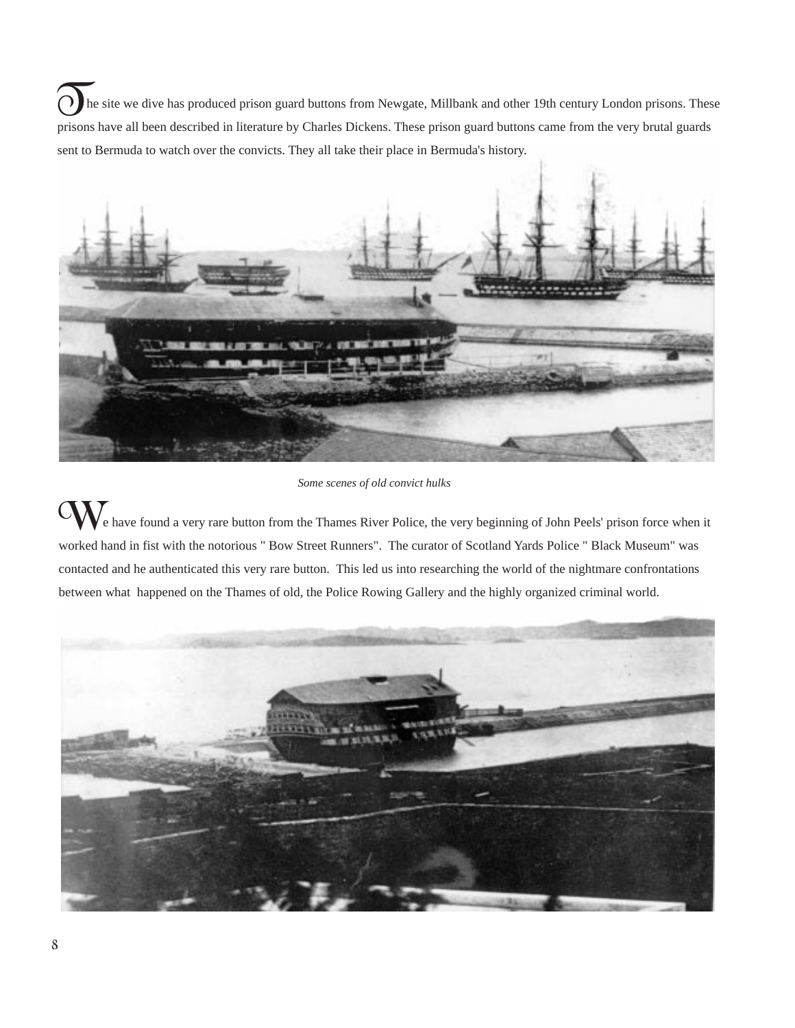The site we dive has produced prison guard buttons from Newgate, Millbank and other 19th century London prisons. These prisons have all been described in literature by Charles Dickens. These prison guard buttons came from the very brutal guards sent to Bermuda to watch over the convicts. They all take their place in Bermuda's history.

*Some scenes of old convict hulks*

We have found a very rare button from the Thames River Police, the very beginning of John Peels' prison force when it worked hand in fist with the notorious " Bow Street Runners". The curator of Scotland Yards Police " Black Museum" was contacted and he authenticated this very rare button. This led us into researching the world of the nightmare confrontations between what happened on the Thames of old, the Police Rowing Gallery and the highly organized criminal world.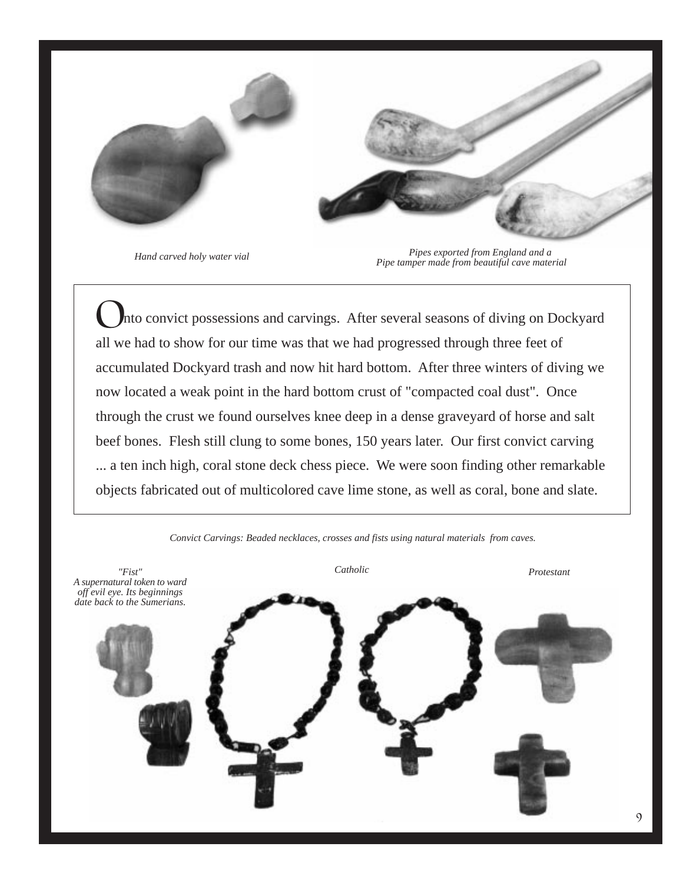*Hand carved holy water vial*

*Pipes exported from England and a Pipe tamper made from beautiful cave material*

Onto convict possessions and carvings. After several seasons of diving on Dockyard all we had to show for our time was that we had progressed through three feet of accumulated Dockyard trash and now hit hard bottom. After three winters of diving we now located a weak point in the hard bottom crust of "compacted coal dust". Once through the crust we found ourselves knee deep in a dense graveyard of horse and salt beef bones. Flesh still clung to some bones, 150 years later. Our first convict carving ... a ten inch high, coral stone deck chess piece. We were soon finding other remarkable objects fabricated out of multicolored cave lime stone, as well as coral, bone and slate.

*Convict Carvings: Beaded necklaces, crosses and fists using natural materials from caves.*

*"Fist" A supernatural token to ward off evil eye. Its beginnings date back to the Sumerians.*

*Catholic*

*Protestant*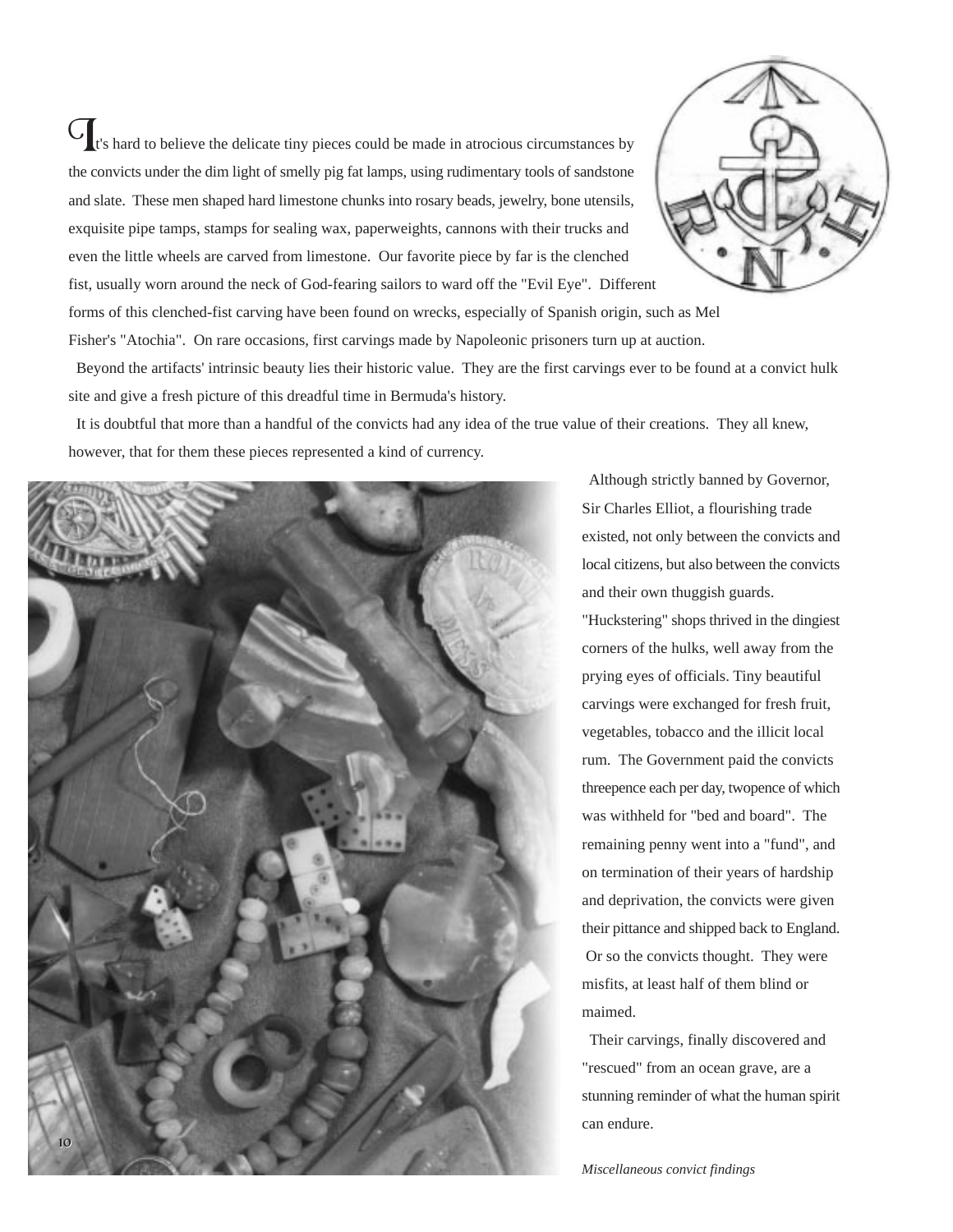It's hard to believe the delicate tiny pieces could be made in atrocious circumstances by the convicts under the dim light of smelly pig fat lamps, using rudimentary tools of sandstone and slate. These men shaped hard limestone chunks into rosary beads, jewelry, bone utensils, exquisite pipe tamps, stamps for sealing wax, paperweights, cannons with their trucks and even the little wheels are carved from limestone. Our favorite piece by far is the clenched fist, usually worn around the neck of God-fearing sailors to ward off the "Evil Eye". Different forms of this clenched-fist carving have been found on wrecks, especially of Spanish origin, such as Mel Fisher's "Atochia". On rare occasions, first carvings made by Napoleonic prisoners turn up at auction.

Beyond the artifacts' intrinsic beauty lies their historic value. They are the first carvings ever to be found at a convict hulk site and give a fresh picture of this dreadful time in Bermuda's history.

It is doubtful that more than a handful of the convicts had any idea of the true value of their creations. They all knew, however, that for them these pieces represented a kind of currency.

Although strictly banned by Governor, Sir Charles Elliot, a flourishing trade existed, not only between the convicts and local citizens, but also between the convicts and their own thuggish guards. "Huckstering" shops thrived in the dingiest corners of the hulks, well away from the prying eyes of officials. Tiny beautiful carvings were exchanged for fresh fruit, vegetables, tobacco and the illicit local rum. The Government paid the convicts threepence each per day, twopence of which was withheld for "bed and board". The remaining penny went into a "fund", and on termination of their years of hardship and deprivation, the convicts were given their pittance and shipped back to England. Or so the convicts thought. They were misfits, at least half of them blind or maimed.

Their carvings, finally discovered and "rescued" from an ocean grave, are a stunning reminder of what the human spirit can endure.

*Miscellaneous convict findings*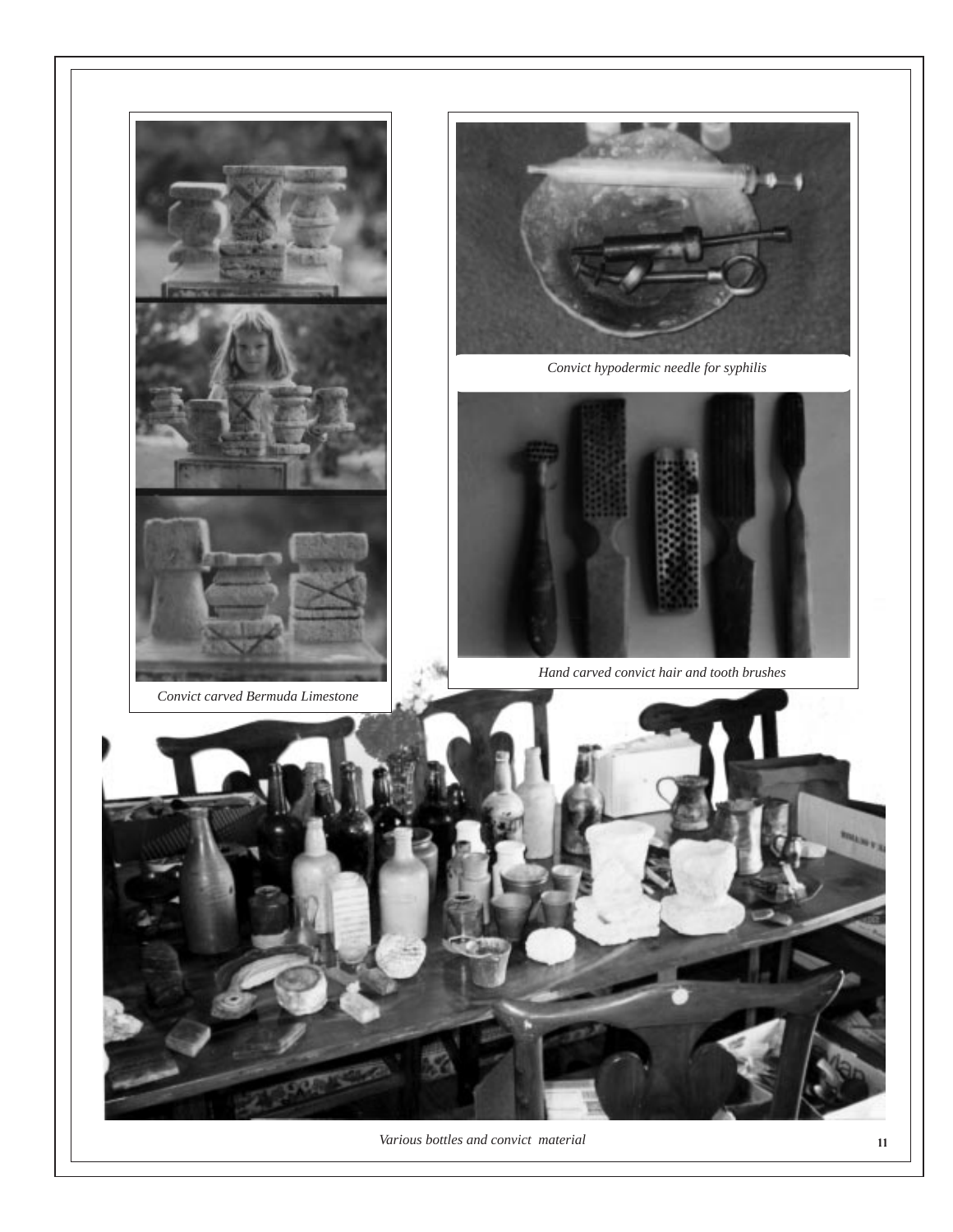*Convict carved Bermuda Limestone*

*Convict hypodermic needle for syphilis*

*Hand carved convict hair and tooth brushes*

*Various bottles and convict material*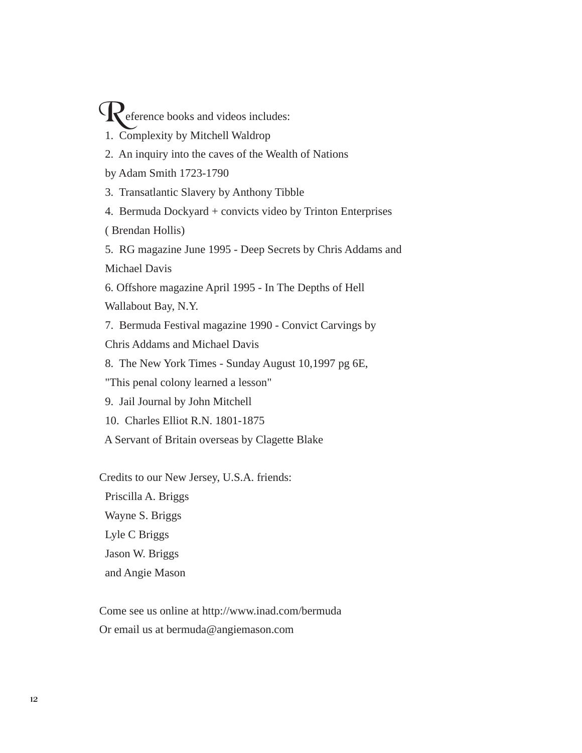Reference books and videos includes:

1. Complexity by Mitchell Waldrop
2. An inquiry into the caves of the Wealth of Nations
   by Adam Smith 1723-1790
3. Transatlantic Slavery by Anthony Tibble
4. Bermuda Dockyard + convicts video by Trinton Enterprises
   ( Brendan Hollis)
5. RG magazine June 1995 - Deep Secrets by Chris Addams and
   Michael Davis
6. Offshore magazine April 1995 - In The Depths of Hell
   Wallabout Bay, N.Y.
7. Bermuda Festival magazine 1990 - Convict Carvings by
   Chris Addams and Michael Davis
8. The New York Times - Sunday August 10,1997 pg 6E,
   "This penal colony learned a lesson"
9. Jail Journal by John Mitchell
10. Charles Elliot R.N. 1801-1875
    A Servant of Britain overseas by Clagette Blake

Credits to our New Jersey, U.S.A. friends:

Priscilla A. Briggs
Wayne S. Briggs
Lyle C Briggs
Jason W. Briggs
and Angie Mason

Come see us online at http://www.inad.com/bermuda
Or email us at bermuda@angiemason.com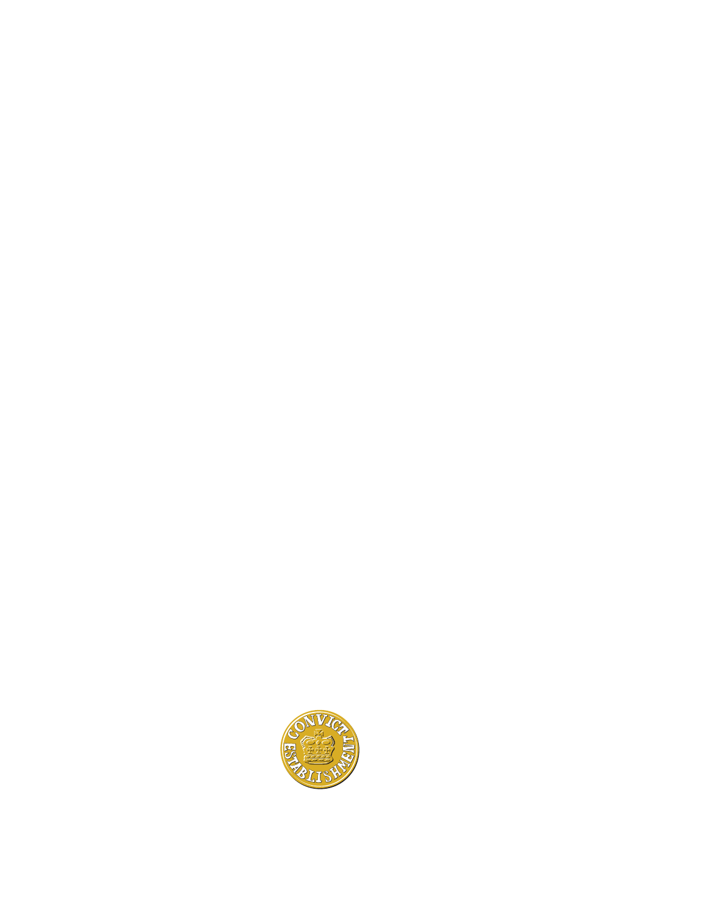CONVICT ESTABLISHMENT